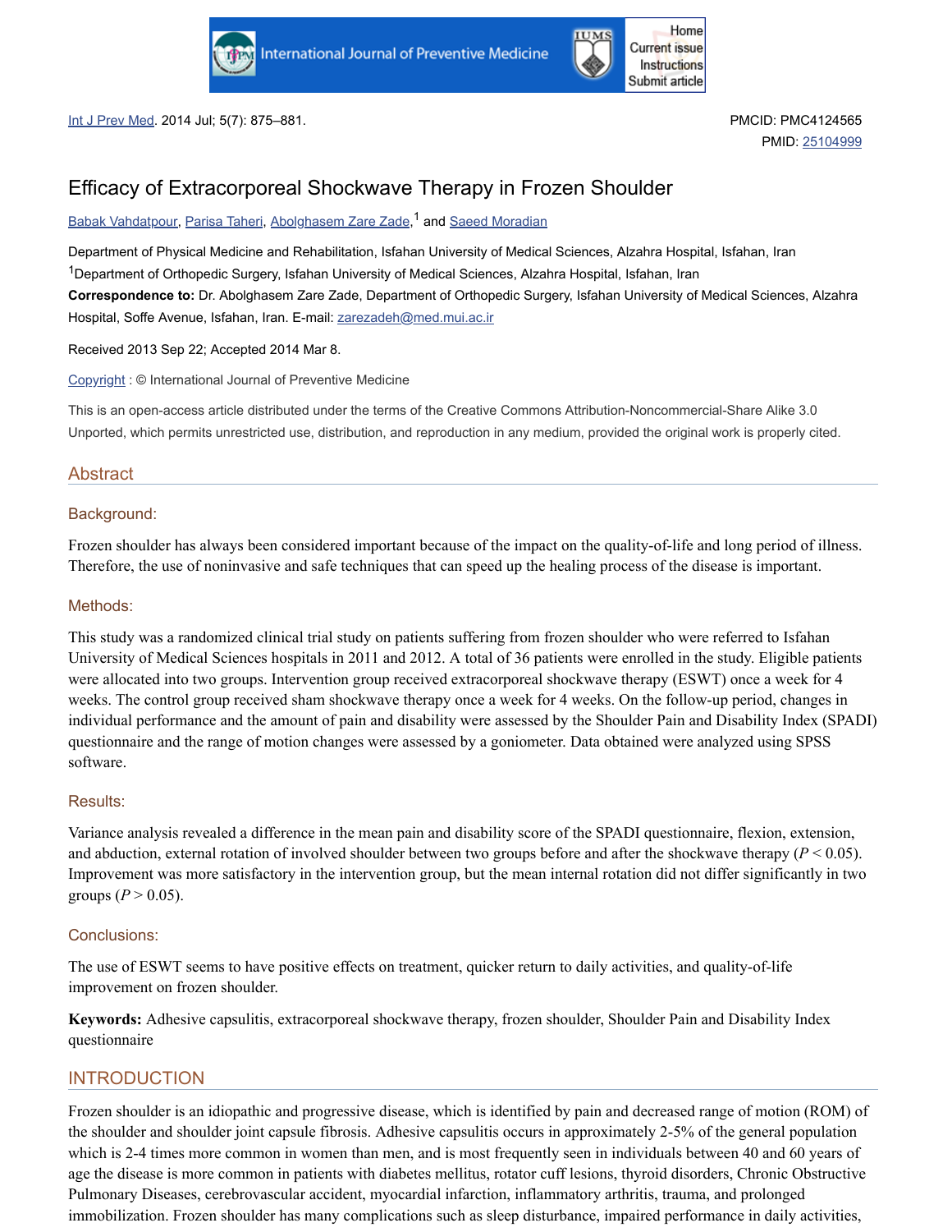Int J Prev Med. 2014 Jul; 5(7): 875–881.

PMCID: PMC4124565

PMID: 25104999

# Efficacy of Extracorporeal Shockwave Therapy in Frozen Shoulder

Babak Vahdatpour, Parisa Taheri, Abolghasem Zare Zade,[1] and Saeed Moradian

Department of Physical Medicine and Rehabilitation, Isfahan University of Medical Sciences, Alzahra Hospital, Isfahan, Iran

[1]Department of Orthopedic Surgery, Isfahan University of Medical Sciences, Alzahra Hospital, Isfahan, Iran

**Correspondence to:** Dr. Abolghasem Zare Zade, Department of Orthopedic Surgery, Isfahan University of Medical Sciences, Alzahra Hospital, Soffe Avenue, Isfahan, Iran. E-mail: zarezadeh@med.mui.ac.ir

Received 2013 Sep 22; Accepted 2014 Mar 8.

Copyright : © International Journal of Preventive Medicine

This is an open-access article distributed under the terms of the Creative Commons Attribution-Noncommercial-Share Alike 3.0 Unported, which permits unrestricted use, distribution, and reproduction in any medium, provided the original work is properly cited.

## Abstract

### Background:

Frozen shoulder has always been considered important because of the impact on the quality-of-life and long period of illness. Therefore, the use of noninvasive and safe techniques that can speed up the healing process of the disease is important.

### Methods:

This study was a randomized clinical trial study on patients suffering from frozen shoulder who were referred to Isfahan University of Medical Sciences hospitals in 2011 and 2012. A total of 36 patients were enrolled in the study. Eligible patients were allocated into two groups. Intervention group received extracorporeal shockwave therapy (ESWT) once a week for 4 weeks. The control group received sham shockwave therapy once a week for 4 weeks. On the follow-up period, changes in individual performance and the amount of pain and disability were assessed by the Shoulder Pain and Disability Index (SPADI) questionnaire and the range of motion changes were assessed by a goniometer. Data obtained were analyzed using SPSS software.

### Results:

Variance analysis revealed a difference in the mean pain and disability score of the SPADI questionnaire, flexion, extension, and abduction, external rotation of involved shoulder between two groups before and after the shockwave therapy ($P < 0.05$). Improvement was more satisfactory in the intervention group, but the mean internal rotation did not differ significantly in two groups ($P > 0.05$).

### Conclusions:

The use of ESWT seems to have positive effects on treatment, quicker return to daily activities, and quality-of-life improvement on frozen shoulder.

**Keywords:** Adhesive capsulitis, extracorporeal shockwave therapy, frozen shoulder, Shoulder Pain and Disability Index questionnaire

## INTRODUCTION

Frozen shoulder is an idiopathic and progressive disease, which is identified by pain and decreased range of motion (ROM) of the shoulder and shoulder joint capsule fibrosis. Adhesive capsulitis occurs in approximately 2-5% of the general population which is 2-4 times more common in women than men, and is most frequently seen in individuals between 40 and 60 years of age the disease is more common in patients with diabetes mellitus, rotator cuff lesions, thyroid disorders, Chronic Obstructive Pulmonary Diseases, cerebrovascular accident, myocardial infarction, inflammatory arthritis, trauma, and prolonged immobilization. Frozen shoulder has many complications such as sleep disturbance, impaired performance in daily activities,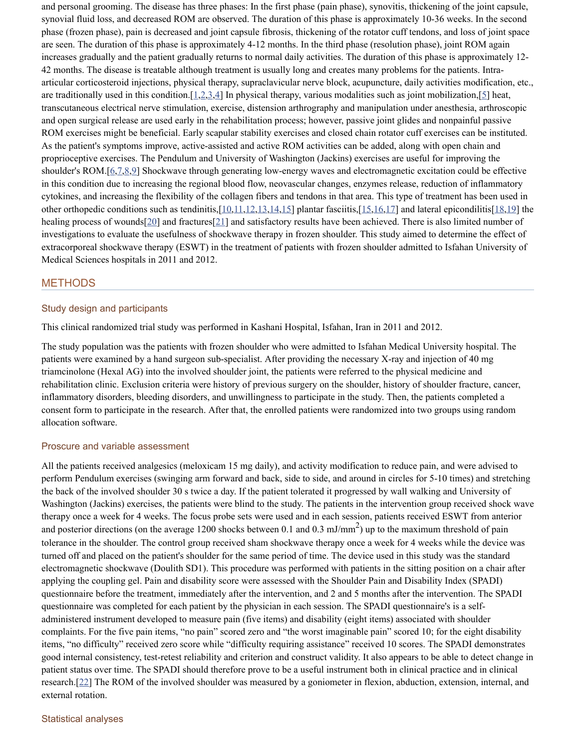and personal grooming. The disease has three phases: In the first phase (pain phase), synovitis, thickening of the joint capsule, synovial fluid loss, and decreased ROM are observed. The duration of this phase is approximately 10-36 weeks. In the second phase (frozen phase), pain is decreased and joint capsule fibrosis, thickening of the rotator cuff tendons, and loss of joint space are seen. The duration of this phase is approximately 4-12 months. In the third phase (resolution phase), joint ROM again increases gradually and the patient gradually returns to normal daily activities. The duration of this phase is approximately 12-42 months. The disease is treatable although treatment is usually long and creates many problems for the patients. Intra-articular corticosteroid injections, physical therapy, supraclavicular nerve block, acupuncture, daily activities modification, etc., are traditionally used in this condition.[1,2,3,4] In physical therapy, various modalities such as joint mobilization,[5] heat, transcutaneous electrical nerve stimulation, exercise, distension arthrography and manipulation under anesthesia, arthroscopic and open surgical release are used early in the rehabilitation process; however, passive joint glides and nonpainful passive ROM exercises might be beneficial. Early scapular stability exercises and closed chain rotator cuff exercises can be instituted. As the patient's symptoms improve, active-assisted and active ROM activities can be added, along with open chain and proprioceptive exercises. The Pendulum and University of Washington (Jackins) exercises are useful for improving the shoulder's ROM.[6,7,8,9] Shockwave through generating low-energy waves and electromagnetic excitation could be effective in this condition due to increasing the regional blood flow, neovascular changes, enzymes release, reduction of inflammatory cytokines, and increasing the flexibility of the collagen fibers and tendons in that area. This type of treatment has been used in other orthopedic conditions such as tendinitis,[10,11,12,13,14,15] plantar fasciitis,[15,16,17] and lateral epicondilitis[18,19] the healing process of wounds[20] and fractures[21] and satisfactory results have been achieved. There is also limited number of investigations to evaluate the usefulness of shockwave therapy in frozen shoulder. This study aimed to determine the effect of extracorporeal shockwave therapy (ESWT) in the treatment of patients with frozen shoulder admitted to Isfahan University of Medical Sciences hospitals in 2011 and 2012.

## METHODS

### Study design and participants

This clinical randomized trial study was performed in Kashani Hospital, Isfahan, Iran in 2011 and 2012.

The study population was the patients with frozen shoulder who were admitted to Isfahan Medical University hospital. The patients were examined by a hand surgeon sub-specialist. After providing the necessary X-ray and injection of 40 mg triamcinolone (Hexal AG) into the involved shoulder joint, the patients were referred to the physical medicine and rehabilitation clinic. Exclusion criteria were history of previous surgery on the shoulder, history of shoulder fracture, cancer, inflammatory disorders, bleeding disorders, and unwillingness to participate in the study. Then, the patients completed a consent form to participate in the research. After that, the enrolled patients were randomized into two groups using random allocation software.

### Proscure and variable assessment

All the patients received analgesics (meloxicam 15 mg daily), and activity modification to reduce pain, and were advised to perform Pendulum exercises (swinging arm forward and back, side to side, and around in circles for 5-10 times) and stretching the back of the involved shoulder 30 s twice a day. If the patient tolerated it progressed by wall walking and University of Washington (Jackins) exercises, the patients were blind to the study. The patients in the intervention group received shock wave therapy once a week for 4 weeks. The focus probe sets were used and in each session, patients received ESWT from anterior and posterior directions (on the average 1200 shocks between 0.1 and 0.3 mJ/mm$^2$) up to the maximum threshold of pain tolerance in the shoulder. The control group received sham shockwave therapy once a week for 4 weeks while the device was turned off and placed on the patient's shoulder for the same period of time. The device used in this study was the standard electromagnetic shockwave (Doulith SD1). This procedure was performed with patients in the sitting position on a chair after applying the coupling gel. Pain and disability score were assessed with the Shoulder Pain and Disability Index (SPADI) questionnaire before the treatment, immediately after the intervention, and 2 and 5 months after the intervention. The SPADI questionnaire was completed for each patient by the physician in each session. The SPADI questionnaire's is a self-administered instrument developed to measure pain (five items) and disability (eight items) associated with shoulder complaints. For the five pain items, “no pain” scored zero and “the worst imaginable pain” scored 10; for the eight disability items, “no difficulty” received zero score while “difficulty requiring assistance” received 10 scores. The SPADI demonstrates good internal consistency, test-retest reliability and criterion and construct validity. It also appears to be able to detect change in patient status over time. The SPADI should therefore prove to be a useful instrument both in clinical practice and in clinical research.[22] The ROM of the involved shoulder was measured by a goniometer in flexion, abduction, extension, internal, and external rotation.

### Statistical analyses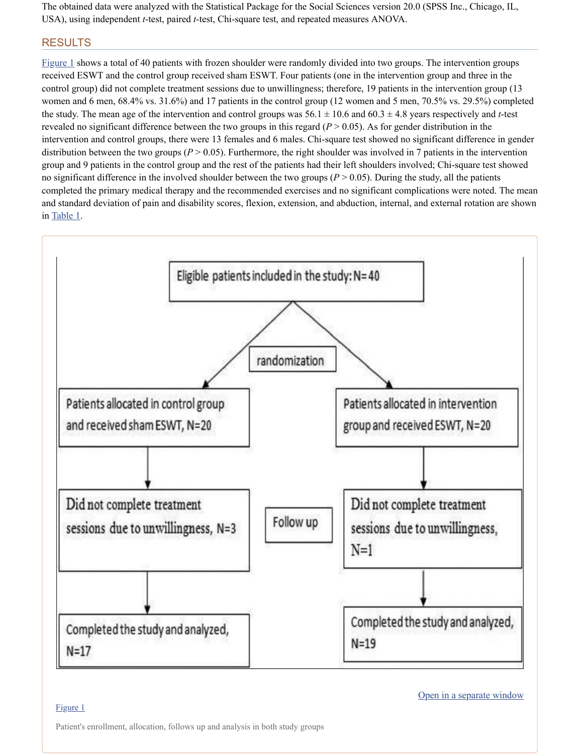The obtained data were analyzed with the Statistical Package for the Social Sciences version 20.0 (SPSS Inc., Chicago, IL, USA), using independent *t*-test, paired *t*-test, Chi-square test, and repeated measures ANOVA.

## RESULTS

Figure 1 shows a total of 40 patients with frozen shoulder were randomly divided into two groups. The intervention groups received ESWT and the control group received sham ESWT. Four patients (one in the intervention group and three in the control group) did not complete treatment sessions due to unwillingness; therefore, 19 patients in the intervention group (13 women and 6 men, 68.4% vs. 31.6%) and 17 patients in the control group (12 women and 5 men, 70.5% vs. 29.5%) completed the study. The mean age of the intervention and control groups was 56.1 ± 10.6 and 60.3 ± 4.8 years respectively and *t*-test revealed no significant difference between the two groups in this regard ($P > 0.05$). As for gender distribution in the intervention and control groups, there were 13 females and 6 males. Chi-square test showed no significant difference in gender distribution between the two groups ($P > 0.05$). Furthermore, the right shoulder was involved in 7 patients in the intervention group and 9 patients in the control group and the rest of the patients had their left shoulders involved; Chi-square test showed no significant difference in the involved shoulder between the two groups ($P > 0.05$). During the study, all the patients completed the primary medical therapy and the recommended exercises and no significant complications were noted. The mean and standard deviation of pain and disability scores, flexion, extension, and abduction, internal, and external rotation are shown in Table 1.

Eligible patients included in the study: N=40

randomization

| Control group | Follow up | Intervention group |
|---|---|---|
| Patients allocated in control group and received sham ESWT, N=20 | | Patients allocated in intervention group and received ESWT, N=20 |
| Did not complete treatment sessions due to unwillingness, N=3 | Follow up | Did not complete treatment sessions due to unwillingness, N=1 |
| Completed the study and analyzed, N=17 | | Completed the study and analyzed, N=19 |

Figure 1

Patient's enrollment, allocation, follows up and analysis in both study groups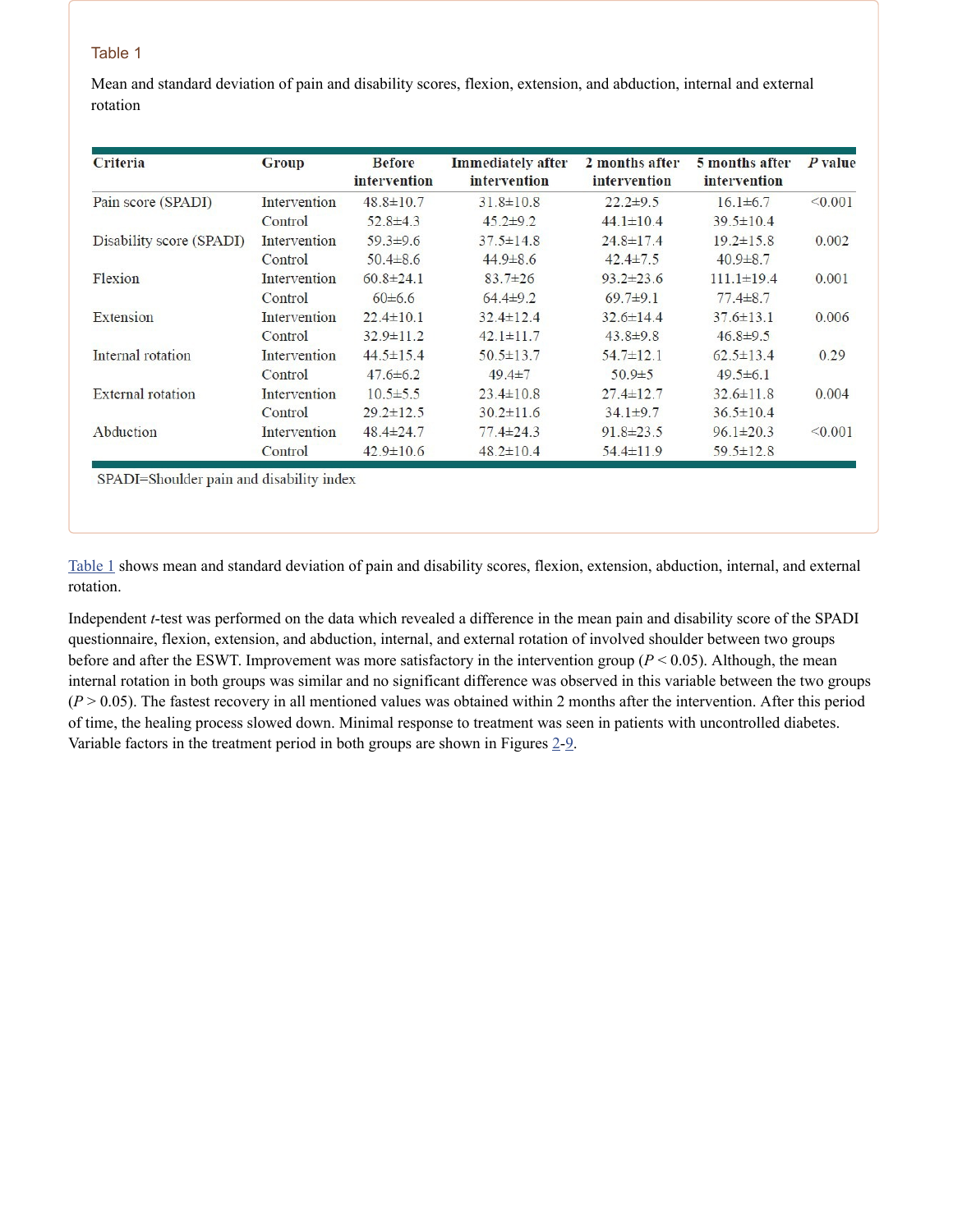Table 1

Mean and standard deviation of pain and disability scores, flexion, extension, and abduction, internal and external rotation

| Criteria | Group | Before intervention | Immediately after intervention | 2 months after intervention | 5 months after intervention | *P* value |
|---|---|---|---|---|---|---|
| Pain score (SPADI) | Intervention | 48.8±10.7 | 31.8±10.8 | 22.2±9.5 | 16.1±6.7 | <0.001 |
| | Control | 52.8±4.3 | 45.2±9.2 | 44.1±10.4 | 39.5±10.4 | |
| Disability score (SPADI) | Intervention | 59.3±9.6 | 37.5±14.8 | 24.8±17.4 | 19.2±15.8 | 0.002 |
| | Control | 50.4±8.6 | 44.9±8.6 | 42.4±7.5 | 40.9±8.7 | |
| Flexion | Intervention | 60.8±24.1 | 83.7±26 | 93.2±23.6 | 111.1±19.4 | 0.001 |
| | Control | 60±6.6 | 64.4±9.2 | 69.7±9.1 | 77.4±8.7 | |
| Extension | Intervention | 22.4±10.1 | 32.4±12.4 | 32.6±14.4 | 37.6±13.1 | 0.006 |
| | Control | 32.9±11.2 | 42.1±11.7 | 43.8±9.8 | 46.8±9.5 | |
| Internal rotation | Intervention | 44.5±15.4 | 50.5±13.7 | 54.7±12.1 | 62.5±13.4 | 0.29 |
| | Control | 47.6±6.2 | 49.4±7 | 50.9±5 | 49.5±6.1 | |
| External rotation | Intervention | 10.5±5.5 | 23.4±10.8 | 27.4±12.7 | 32.6±11.8 | 0.004 |
| | Control | 29.2±12.5 | 30.2±11.6 | 34.1±9.7 | 36.5±10.4 | |
| Abduction | Intervention | 48.4±24.7 | 77.4±24.3 | 91.8±23.5 | 96.1±20.3 | <0.001 |
| | Control | 42.9±10.6 | 48.2±10.4 | 54.4±11.9 | 59.5±12.8 | |

SPADI=Shoulder pain and disability index

Table 1 shows mean and standard deviation of pain and disability scores, flexion, extension, abduction, internal, and external rotation.

Independent *t*-test was performed on the data which revealed a difference in the mean pain and disability score of the SPADI questionnaire, flexion, extension, and abduction, internal, and external rotation of involved shoulder between two groups before and after the ESWT. Improvement was more satisfactory in the intervention group ($P < 0.05$). Although, the mean internal rotation in both groups was similar and no significant difference was observed in this variable between the two groups ($P > 0.05$). The fastest recovery in all mentioned values was obtained within 2 months after the intervention. After this period of time, the healing process slowed down. Minimal response to treatment was seen in patients with uncontrolled diabetes. Variable factors in the treatment period in both groups are shown in Figures 2-9.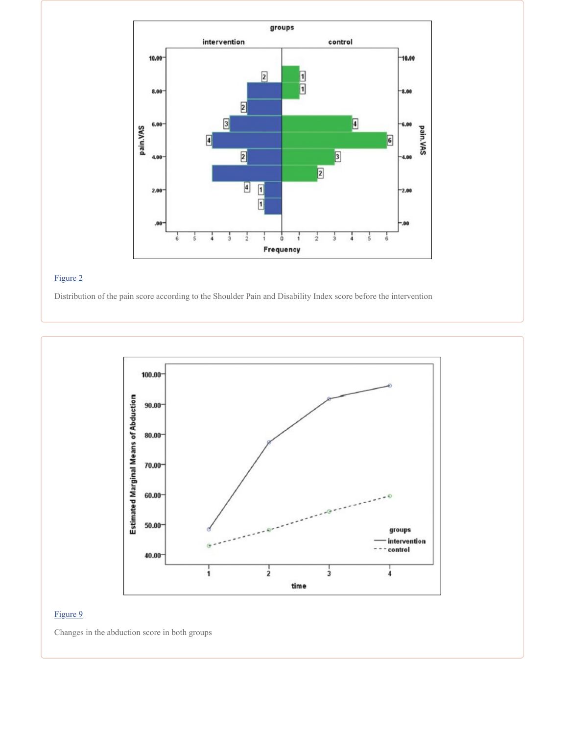Figure 2

Distribution of the pain score according to the Shoulder Pain and Disability Index score before the intervention

Figure 9

Changes in the abduction score in both groups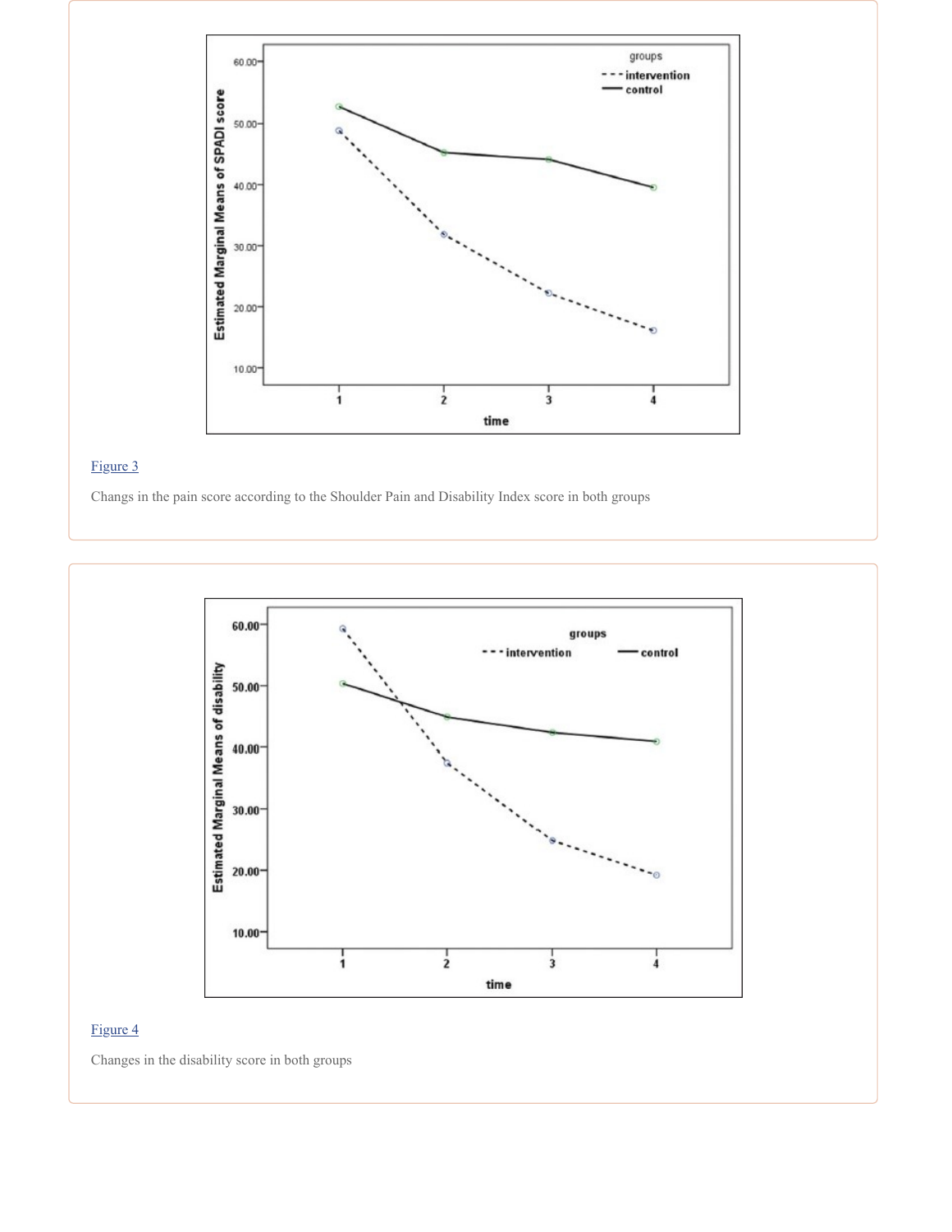Figure 3

Changs in the pain score according to the Shoulder Pain and Disability Index score in both groups

Figure 4

Changes in the disability score in both groups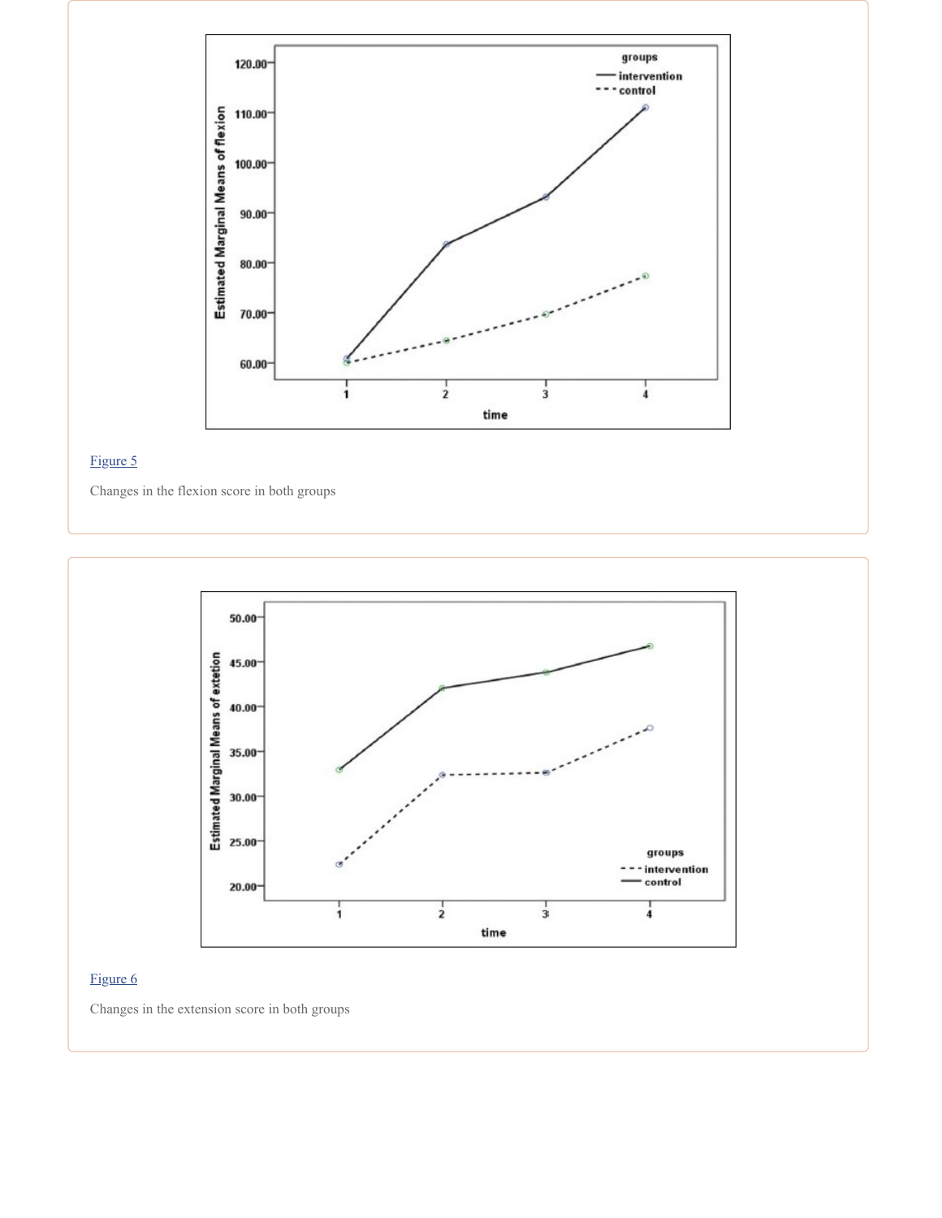[Figure 5](#)

Changes in the flexion score in both groups

[Figure 6](#)

Changes in the extension score in both groups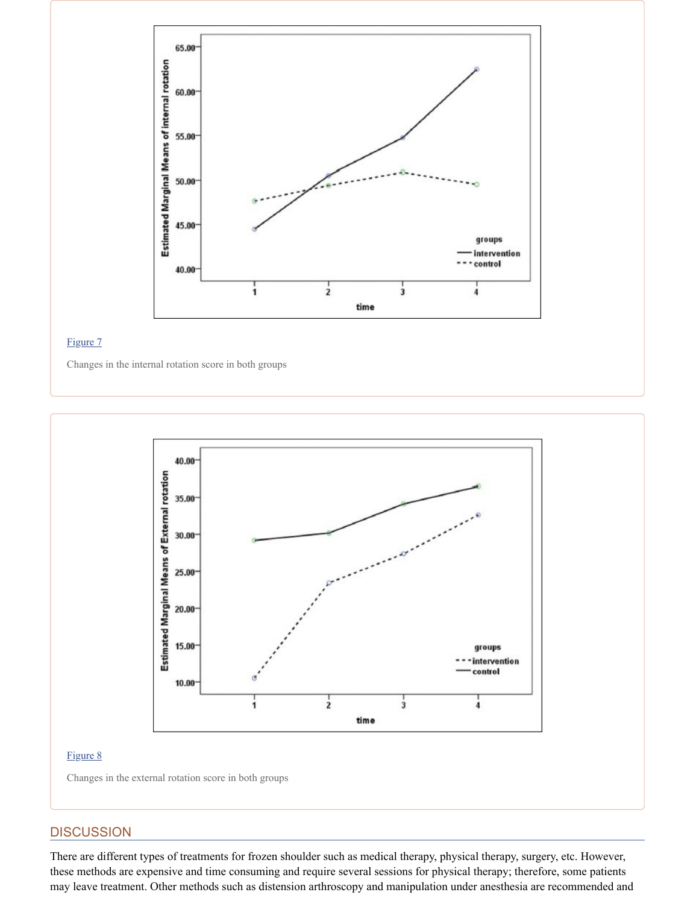Figure 7

Changes in the internal rotation score in both groups

Figure 8

Changes in the external rotation score in both groups

## DISCUSSION

There are different types of treatments for frozen shoulder such as medical therapy, physical therapy, surgery, etc. However, these methods are expensive and time consuming and require several sessions for physical therapy; therefore, some patients may leave treatment. Other methods such as distension arthroscopy and manipulation under anesthesia are recommended and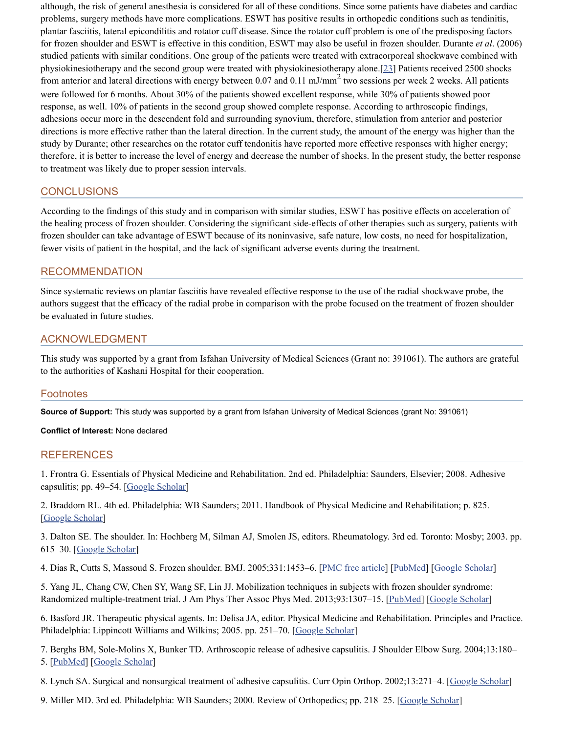although, the risk of general anesthesia is considered for all of these conditions. Since some patients have diabetes and cardiac problems, surgery methods have more complications. ESWT has positive results in orthopedic conditions such as tendinitis, plantar fasciitis, lateral epicondilitis and rotator cuff disease. Since the rotator cuff problem is one of the predisposing factors for frozen shoulder and ESWT is effective in this condition, ESWT may also be useful in frozen shoulder. Durante *et al*. (2006) studied patients with similar conditions. One group of the patients were treated with extracorporeal shockwave combined with physiokinesiotherapy and the second group were treated with physiokinesiotherapy alone.[23] Patients received 2500 shocks from anterior and lateral directions with energy between 0.07 and 0.11 mJ/mm$^2$ two sessions per week 2 weeks. All patients were followed for 6 months. About 30% of the patients showed excellent response, while 30% of patients showed poor response, as well. 10% of patients in the second group showed complete response. According to arthroscopic findings, adhesions occur more in the descendent fold and surrounding synovium, therefore, stimulation from anterior and posterior directions is more effective rather than the lateral direction. In the current study, the amount of the energy was higher than the study by Durante; other researches on the rotator cuff tendonitis have reported more effective responses with higher energy; therefore, it is better to increase the level of energy and decrease the number of shocks. In the present study, the better response to treatment was likely due to proper session intervals.

## CONCLUSIONS

According to the findings of this study and in comparison with similar studies, ESWT has positive effects on acceleration of the healing process of frozen shoulder. Considering the significant side-effects of other therapies such as surgery, patients with frozen shoulder can take advantage of ESWT because of its noninvasive, safe nature, low costs, no need for hospitalization, fewer visits of patient in the hospital, and the lack of significant adverse events during the treatment.

## RECOMMENDATION

Since systematic reviews on plantar fasciitis have revealed effective response to the use of the radial shockwave probe, the authors suggest that the efficacy of the radial probe in comparison with the probe focused on the treatment of frozen shoulder be evaluated in future studies.

## ACKNOWLEDGMENT

This study was supported by a grant from Isfahan University of Medical Sciences (Grant no: 391061). The authors are grateful to the authorities of Kashani Hospital for their cooperation.

## Footnotes

**Source of Support:** This study was supported by a grant from Isfahan University of Medical Sciences (grant No: 391061)

**Conflict of Interest:** None declared

## REFERENCES

1. Frontra G. Essentials of Physical Medicine and Rehabilitation. 2nd ed. Philadelphia: Saunders, Elsevier; 2008. Adhesive capsulitis; pp. 49–54. [Google Scholar]

2. Braddom RL. 4th ed. Philadelphia: WB Saunders; 2011. Handbook of Physical Medicine and Rehabilitation; p. 825. [Google Scholar]

3. Dalton SE. The shoulder. In: Hochberg M, Silman AJ, Smolen JS, editors. Rheumatology. 3rd ed. Toronto: Mosby; 2003. pp. 615–30. [Google Scholar]

4. Dias R, Cutts S, Massoud S. Frozen shoulder. BMJ. 2005;331:1453–6. [PMC free article] [PubMed] [Google Scholar]

5. Yang JL, Chang CW, Chen SY, Wang SF, Lin JJ. Mobilization techniques in subjects with frozen shoulder syndrome: Randomized multiple-treatment trial. J Am Phys Ther Assoc Phys Med. 2013;93:1307–15. [PubMed] [Google Scholar]

6. Basford JR. Therapeutic physical agents. In: Delisa JA, editor. Physical Medicine and Rehabilitation. Principles and Practice. Philadelphia: Lippincott Williams and Wilkins; 2005. pp. 251–70. [Google Scholar]

7. Berghs BM, Sole-Molins X, Bunker TD. Arthroscopic release of adhesive capsulitis. J Shoulder Elbow Surg. 2004;13:180–5. [PubMed] [Google Scholar]

8. Lynch SA. Surgical and nonsurgical treatment of adhesive capsulitis. Curr Opin Orthop. 2002;13:271–4. [Google Scholar]

9. Miller MD. 3rd ed. Philadelphia: WB Saunders; 2000. Review of Orthopedics; pp. 218–25. [Google Scholar]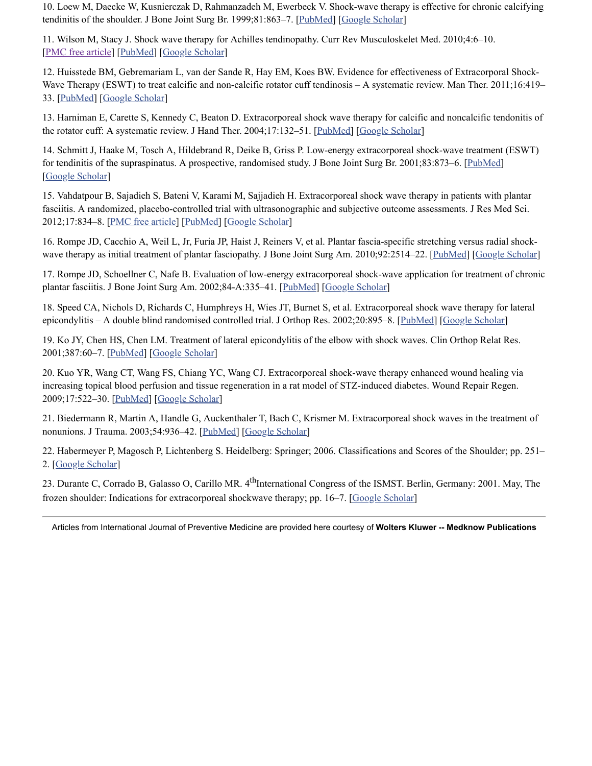10. Loew M, Daecke W, Kusnierczak D, Rahmanzadeh M, Ewerbeck V. Shock-wave therapy is effective for chronic calcifying tendinitis of the shoulder. J Bone Joint Surg Br. 1999;81:863–7. [PubMed] [Google Scholar]

11. Wilson M, Stacy J. Shock wave therapy for Achilles tendinopathy. Curr Rev Musculoskelet Med. 2010;4:6–10. [PMC free article] [PubMed] [Google Scholar]

12. Huisstede BM, Gebremariam L, van der Sande R, Hay EM, Koes BW. Evidence for effectiveness of Extracorporal Shock-Wave Therapy (ESWT) to treat calcific and non-calcific rotator cuff tendinosis – A systematic review. Man Ther. 2011;16:419–33. [PubMed] [Google Scholar]

13. Harniman E, Carette S, Kennedy C, Beaton D. Extracorporeal shock wave therapy for calcific and noncalcific tendonitis of the rotator cuff: A systematic review. J Hand Ther. 2004;17:132–51. [PubMed] [Google Scholar]

14. Schmitt J, Haake M, Tosch A, Hildebrand R, Deike B, Griss P. Low-energy extracorporeal shock-wave treatment (ESWT) for tendinitis of the supraspinatus. A prospective, randomised study. J Bone Joint Surg Br. 2001;83:873–6. [PubMed] [Google Scholar]

15. Vahdatpour B, Sajadieh S, Bateni V, Karami M, Sajjadieh H. Extracorporeal shock wave therapy in patients with plantar fasciitis. A randomized, placebo-controlled trial with ultrasonographic and subjective outcome assessments. J Res Med Sci. 2012;17:834–8. [PMC free article] [PubMed] [Google Scholar]

16. Rompe JD, Cacchio A, Weil L, Jr, Furia JP, Haist J, Reiners V, et al. Plantar fascia-specific stretching versus radial shock-wave therapy as initial treatment of plantar fasciopathy. J Bone Joint Surg Am. 2010;92:2514–22. [PubMed] [Google Scholar]

17. Rompe JD, Schoellner C, Nafe B. Evaluation of low-energy extracorporeal shock-wave application for treatment of chronic plantar fasciitis. J Bone Joint Surg Am. 2002;84-A:335–41. [PubMed] [Google Scholar]

18. Speed CA, Nichols D, Richards C, Humphreys H, Wies JT, Burnet S, et al. Extracorporeal shock wave therapy for lateral epicondylitis – A double blind randomised controlled trial. J Orthop Res. 2002;20:895–8. [PubMed] [Google Scholar]

19. Ko JY, Chen HS, Chen LM. Treatment of lateral epicondylitis of the elbow with shock waves. Clin Orthop Relat Res. 2001;387:60–7. [PubMed] [Google Scholar]

20. Kuo YR, Wang CT, Wang FS, Chiang YC, Wang CJ. Extracorporeal shock-wave therapy enhanced wound healing via increasing topical blood perfusion and tissue regeneration in a rat model of STZ-induced diabetes. Wound Repair Regen. 2009;17:522–30. [PubMed] [Google Scholar]

21. Biedermann R, Martin A, Handle G, Auckenthaler T, Bach C, Krismer M. Extracorporeal shock waves in the treatment of nonunions. J Trauma. 2003;54:936–42. [PubMed] [Google Scholar]

22. Habermeyer P, Magosch P, Lichtenberg S. Heidelberg: Springer; 2006. Classifications and Scores of the Shoulder; pp. 251–2. [Google Scholar]

23. Durante C, Corrado B, Galasso O, Carillo MR. 4th International Congress of the ISMST. Berlin, Germany: 2001. May, The frozen shoulder: Indications for extracorporeal shockwave therapy; pp. 16–7. [Google Scholar]

Articles from International Journal of Preventive Medicine are provided here courtesy of **Wolters Kluwer -- Medknow Publications**